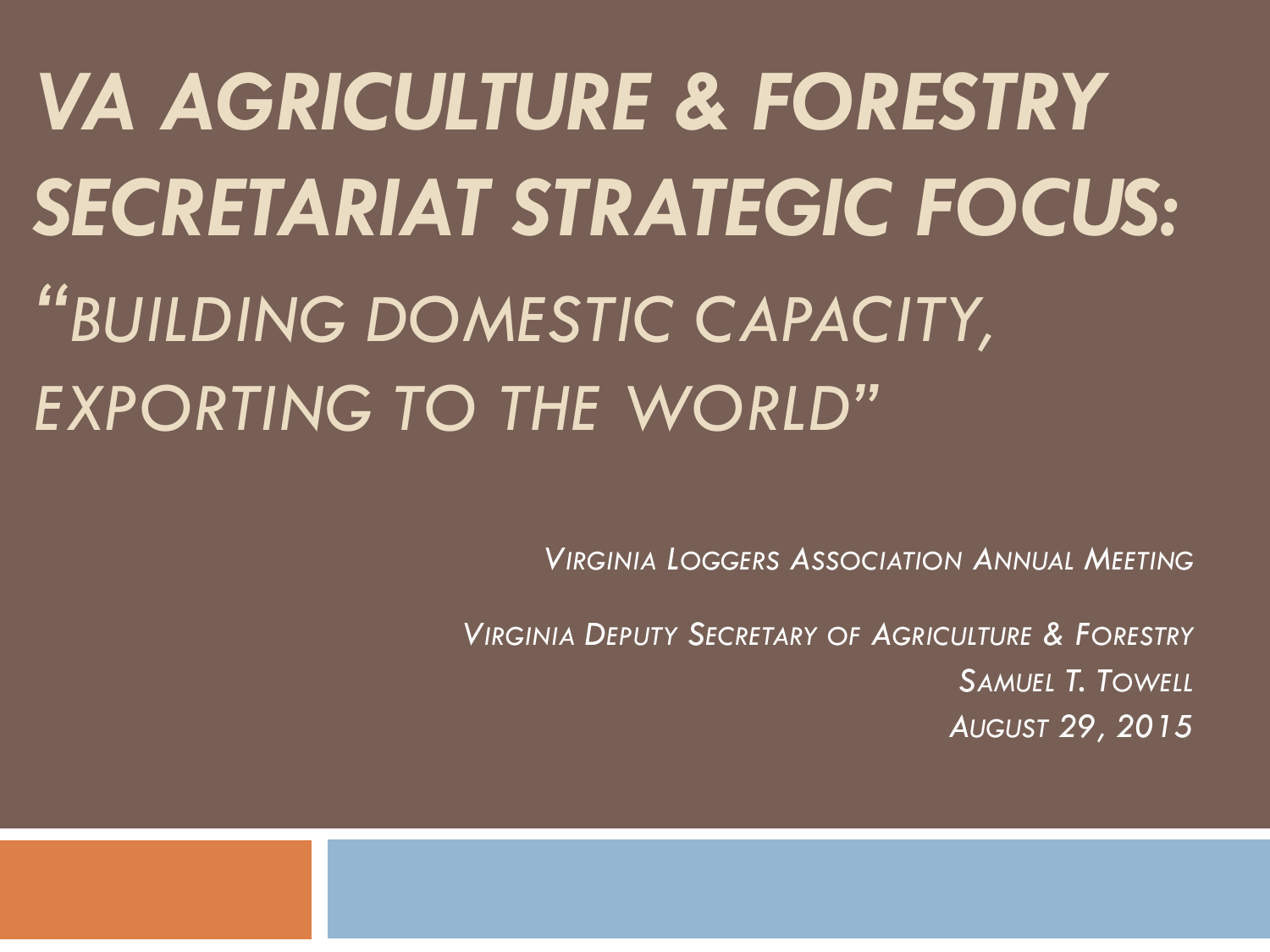# VA AGRICULTURE & FORESTRY SECRETARIAT STRATEGIC FOCUS:

## *"BUILDING DOMESTIC CAPACITY, EXPORTING TO THE WORLD"*

*Virginia Loggers Association Annual Meeting*

*Virginia Deputy Secretary of Agriculture & Forestry*
*Samuel T. Towell*
*August 29, 2015*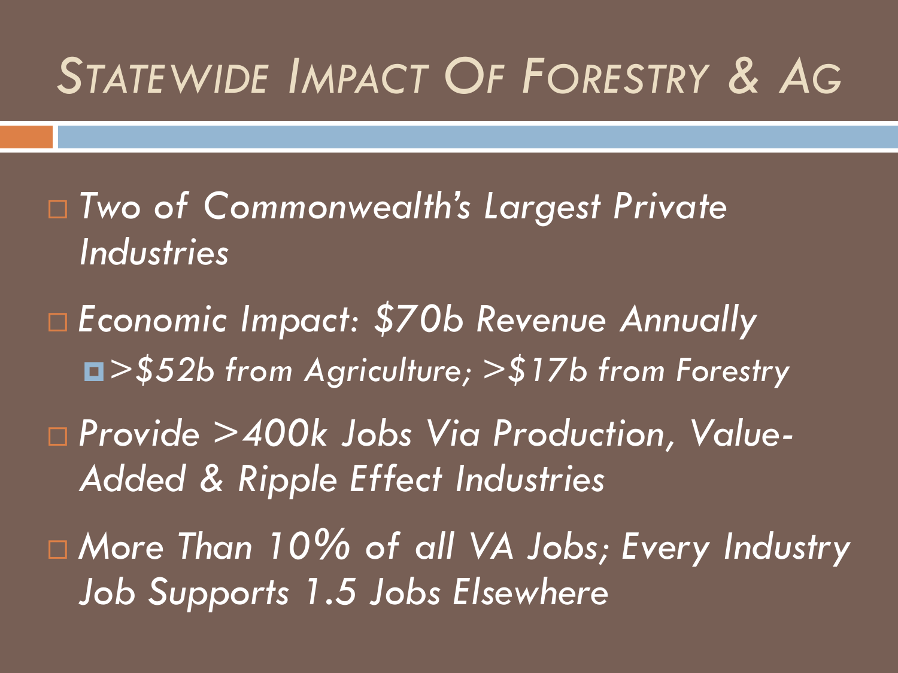# Statewide Impact Of Forestry & Ag

- *Two of Commonwealth's Largest Private Industries*
- *Economic Impact: $70b Revenue Annually*
  - *>$52b from Agriculture; >$17b from Forestry*
- *Provide >400k Jobs Via Production, Value-Added & Ripple Effect Industries*
- *More Than 10% of all VA Jobs; Every Industry Job Supports 1.5 Jobs Elsewhere*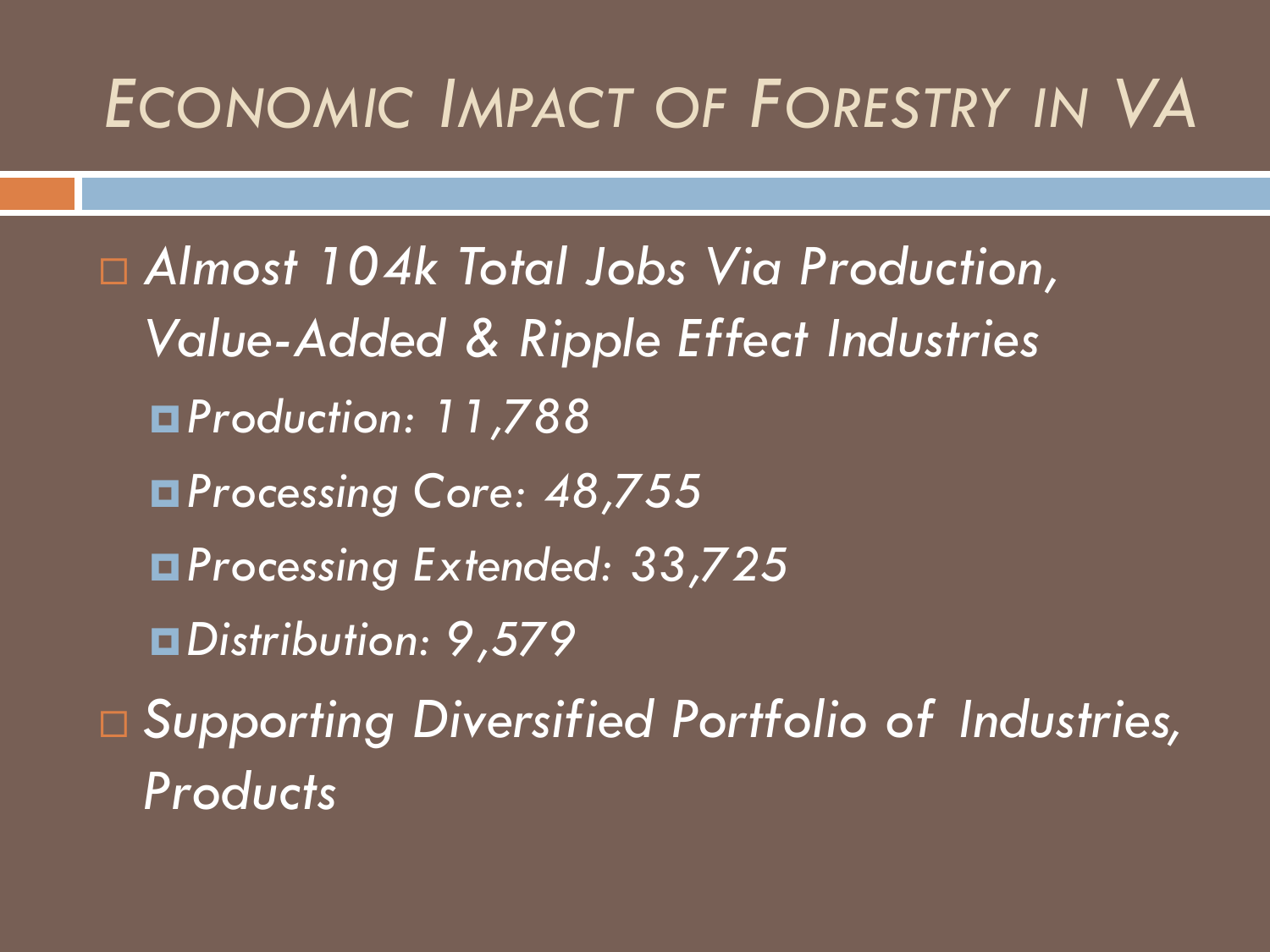# *Economic Impact of Forestry in VA*

- *Almost 104k Total Jobs Via Production, Value-Added & Ripple Effect Industries*
  - *Production: 11,788*
  - *Processing Core: 48,755*
  - *Processing Extended: 33,725*
  - *Distribution: 9,579*
- *Supporting Diversified Portfolio of Industries, Products*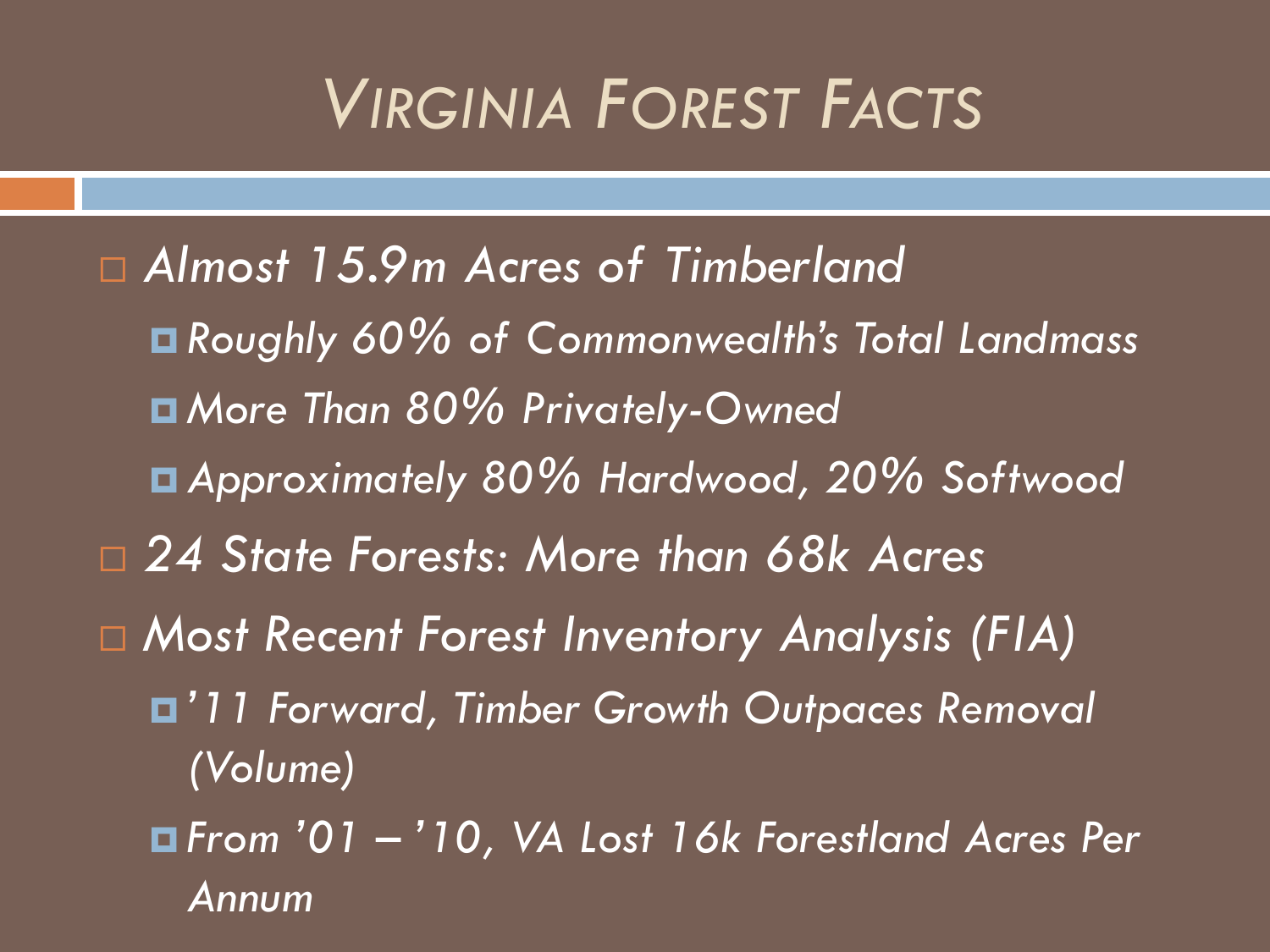# Virginia Forest Facts

- *Almost 15.9m Acres of Timberland*
  - *Roughly 60% of Commonwealth's Total Landmass*
  - *More Than 80% Privately-Owned*
  - *Approximately 80% Hardwood, 20% Softwood*
- *24 State Forests: More than 68k Acres*
- *Most Recent Forest Inventory Analysis (FIA)*
  - *'11 Forward, Timber Growth Outpaces Removal (Volume)*
  - *From '01 – '10, VA Lost 16k Forestland Acres Per Annum*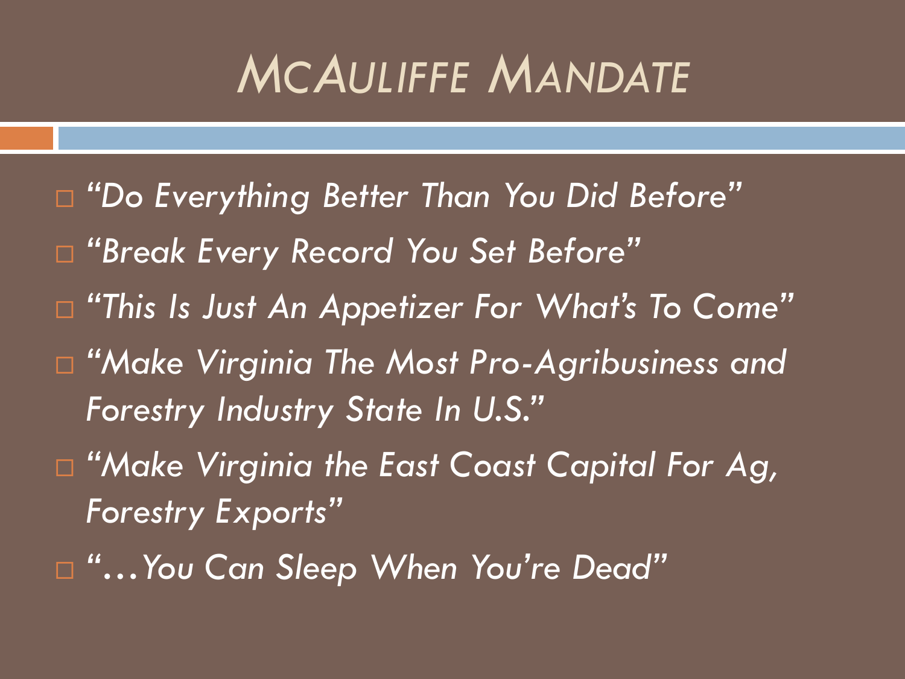# McAuliffe Mandate

- *"Do Everything Better Than You Did Before"*
- *"Break Every Record You Set Before"*
- *"This Is Just An Appetizer For What's To Come"*
- *"Make Virginia The Most Pro-Agribusiness and Forestry Industry State In U.S."*
- *"Make Virginia the East Coast Capital For Ag, Forestry Exports"*
- *"…You Can Sleep When You're Dead"*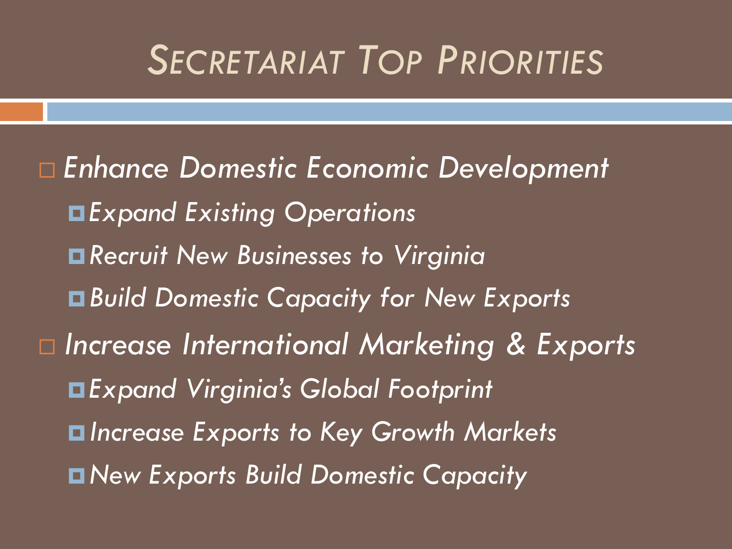# *Secretariat Top Priorities*

- *Enhance Domestic Economic Development*
  - *Expand Existing Operations*
  - *Recruit New Businesses to Virginia*
  - *Build Domestic Capacity for New Exports*
- *Increase International Marketing & Exports*
  - *Expand Virginia's Global Footprint*
  - *Increase Exports to Key Growth Markets*
  - *New Exports Build Domestic Capacity*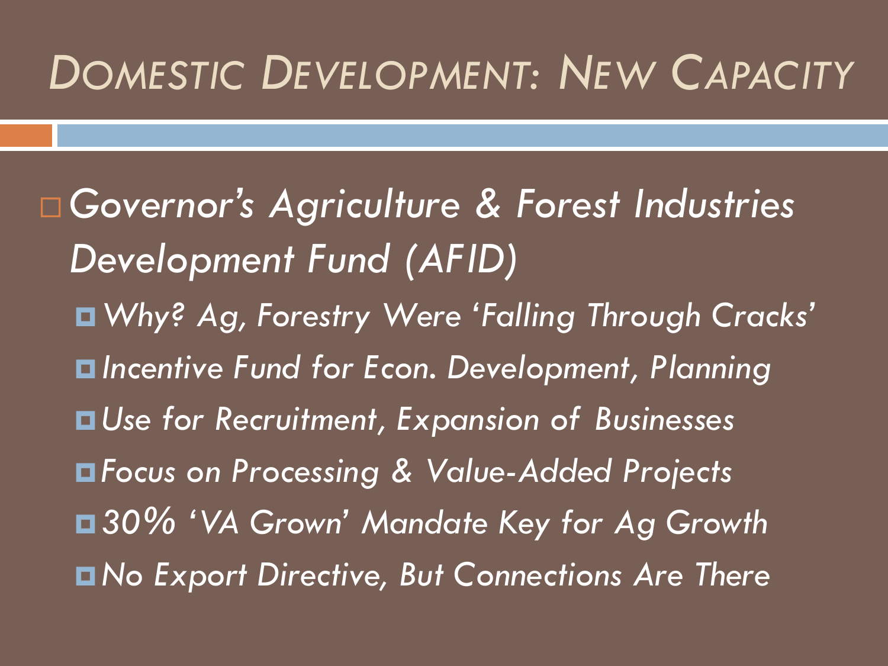# *Domestic Development: New Capacity*

- *Governor's Agriculture & Forest Industries Development Fund (AFID)*
  - *Why? Ag, Forestry Were 'Falling Through Cracks'*
  - *Incentive Fund for Econ. Development, Planning*
  - *Use for Recruitment, Expansion of Businesses*
  - *Focus on Processing & Value-Added Projects*
  - *30% 'VA Grown' Mandate Key for Ag Growth*
  - *No Export Directive, But Connections Are There*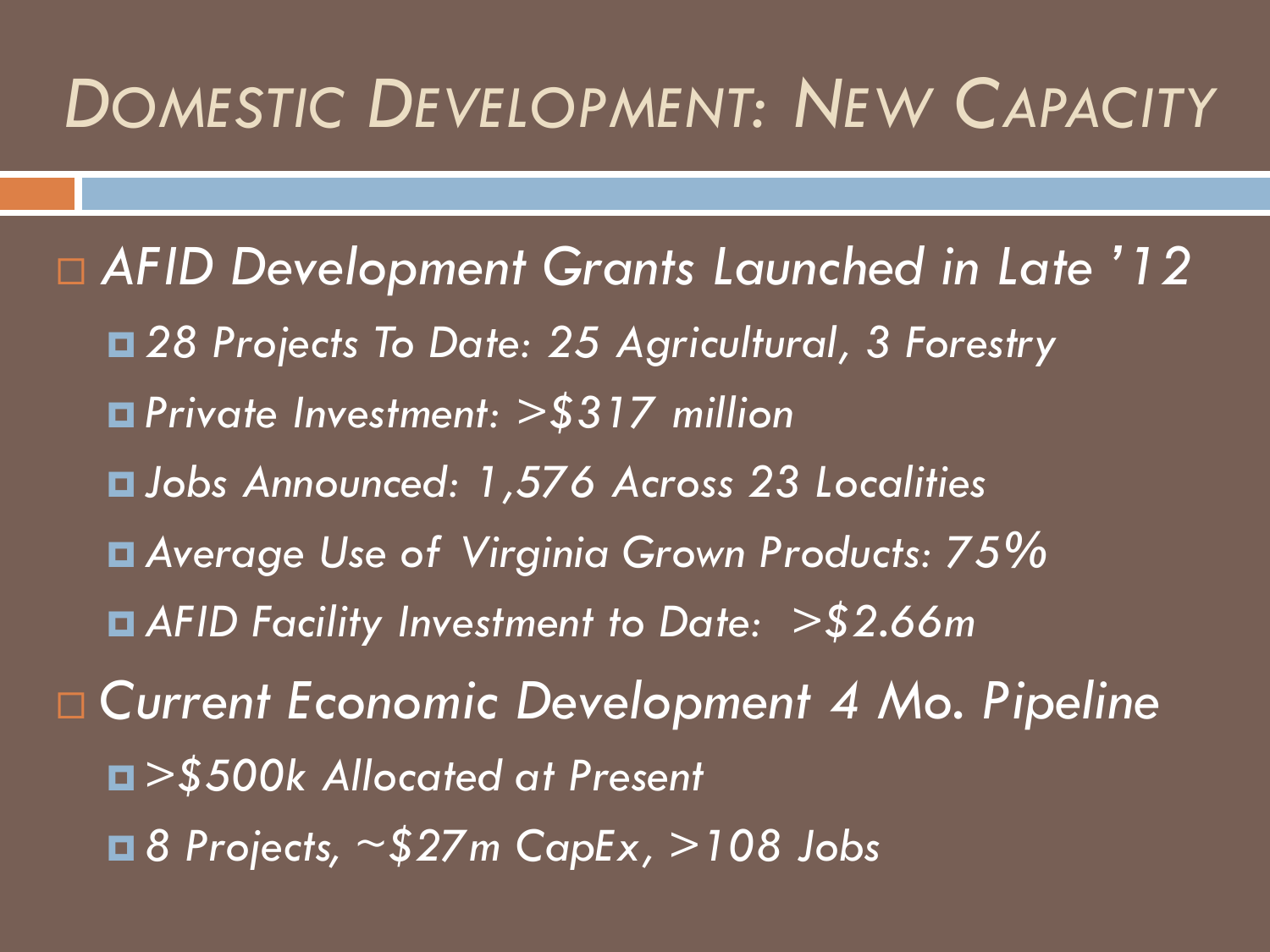# Domestic Development: New Capacity

- *AFID Development Grants Launched in Late '12*
  - *28 Projects To Date: 25 Agricultural, 3 Forestry*
  - *Private Investment: >$317 million*
  - *Jobs Announced: 1,576 Across 23 Localities*
  - *Average Use of Virginia Grown Products: 75%*
  - *AFID Facility Investment to Date: >$2.66m*
- *Current Economic Development 4 Mo. Pipeline*
  - *>$500k Allocated at Present*
  - *8 Projects, ~$27m CapEx, >108 Jobs*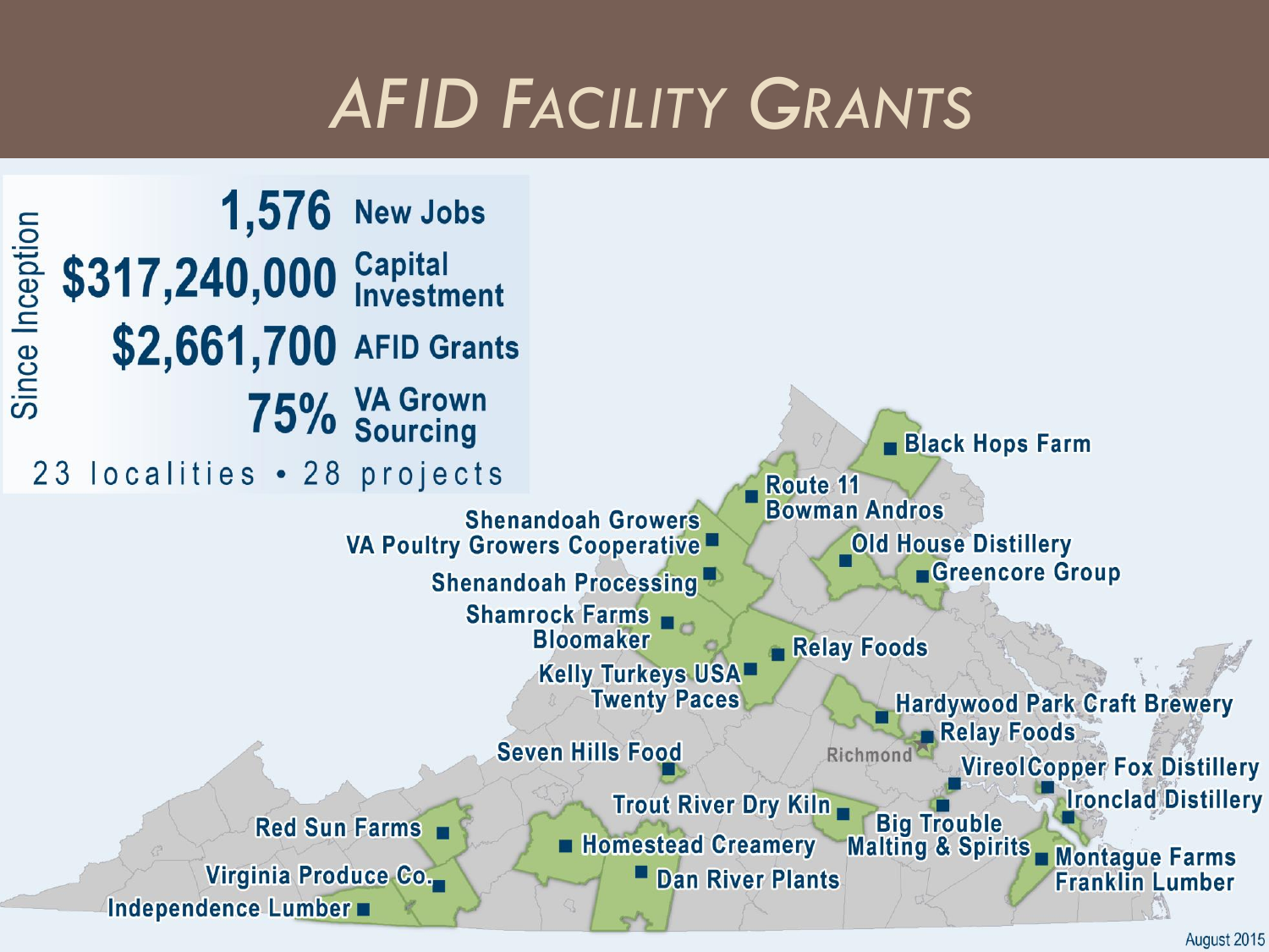# AFID Facility Grants

**Since Inception**

| | |
|---|---|
| **1,576** | New Jobs |
| **$317,240,000** | Capital Investment |
| **$2,661,700** | AFID Grants |
| **75%** | VA Grown Sourcing |

23 localities • 28 projects

- Black Hops Farm
- Route 11
- Bowman Andros
- Shenandoah Growers
- VA Poultry Growers Cooperative
- Old House Distillery
- Greencore Group
- Shenandoah Processing
- Shamrock Farms
- Bloomaker
- Relay Foods
- Kelly Turkeys USA
- Twenty Paces
- Hardywood Park Craft Brewery
- Relay Foods
- Seven Hills Food
- Richmond
- Vireol
- Copper Fox Distillery
- Ironclad Distillery
- Trout River Dry Kiln
- Big Trouble Malting & Spirits
- Red Sun Farms
- Homestead Creamery
- Montague Farms
- Franklin Lumber
- Virginia Produce Co.
- Dan River Plants
- Independence Lumber

August 2015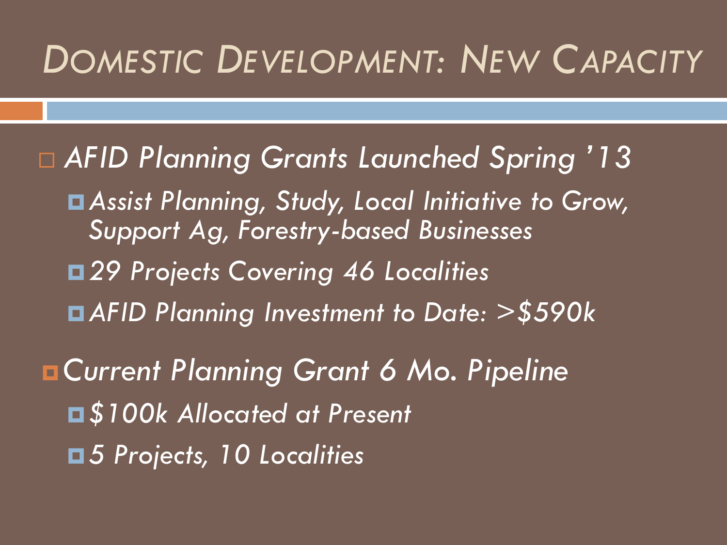# Domestic Development: New Capacity

- *AFID Planning Grants Launched Spring '13*
  - *Assist Planning, Study, Local Initiative to Grow, Support Ag, Forestry-based Businesses*
  - *29 Projects Covering 46 Localities*
  - *AFID Planning Investment to Date: >$590k*
- *Current Planning Grant 6 Mo. Pipeline*
  - *$100k Allocated at Present*
  - *5 Projects, 10 Localities*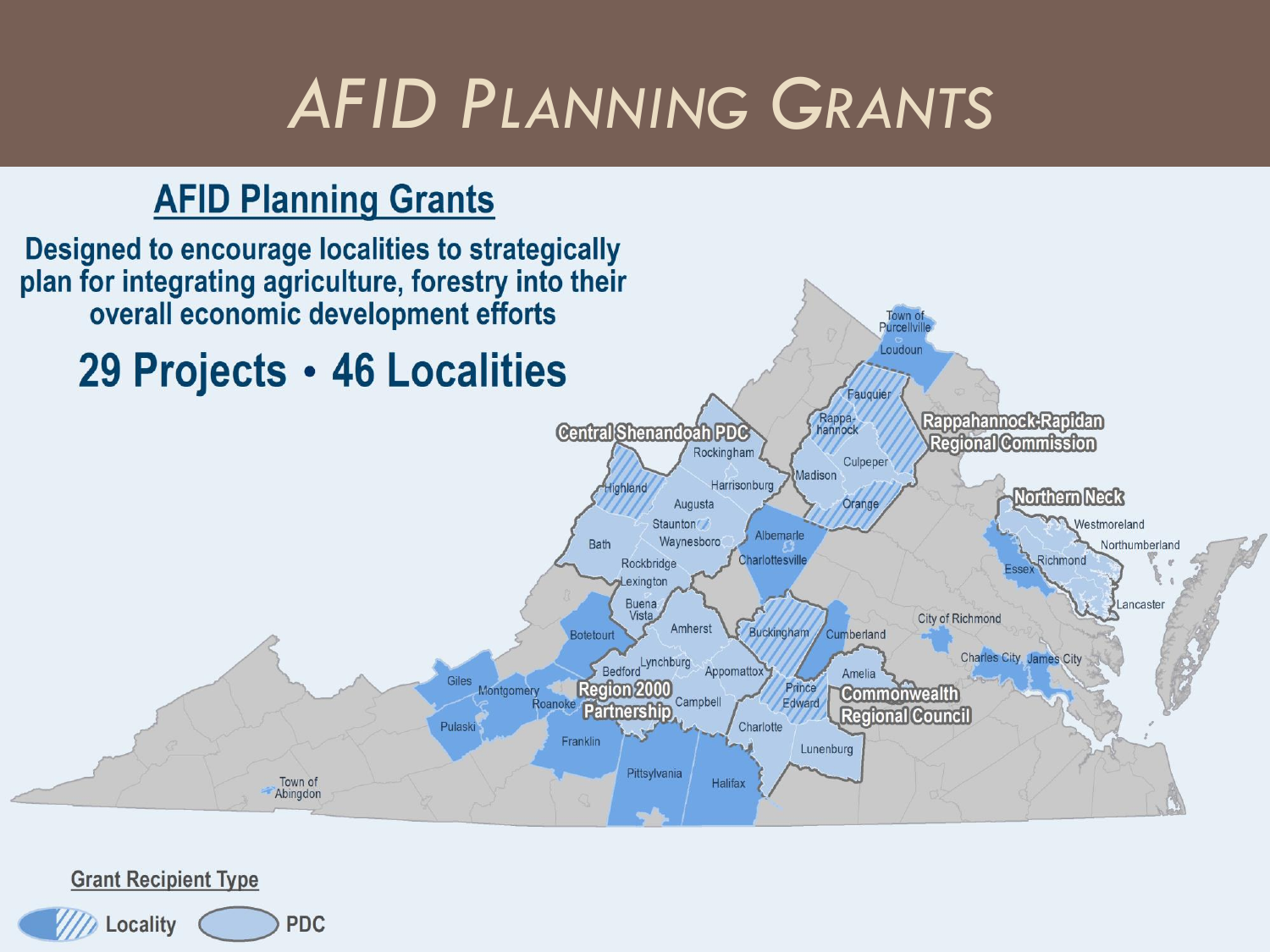# AFID Planning Grants

## AFID Planning Grants

**Designed to encourage localities to strategically plan for integrating agriculture, forestry into their overall economic development efforts**

**29 Projects • 46 Localities**

Town of Purcellville
Loudoun
Fauquier
Rappahannock
Culpeper
Madison
Orange
Rappahannock-Rapidan Regional Commission
Central Shenandoah PDC
Rockingham
Harrisonburg
Highland
Augusta
Staunton
Waynesboro
Bath
Rockbridge
Lexington
Buena Vista
Albemarle
Charlottesville
Northern Neck
Westmoreland
Northumberland
Essex
Richmond
Lancaster
City of Richmond
Charles City
James City
Botetourt
Amherst
Buckingham
Cumberland
Bedford
Lynchburg
Appomattox
Amelia
Giles
Montgomery
Roanoke
Region 2000 Partnership
Campbell
Prince Edward
Commonwealth Regional Council
Pulaski
Charlotte
Lunenburg
Franklin
Pittsylvania
Halifax
Town of Abingdon

**Grant Recipient Type**

Locality

PDC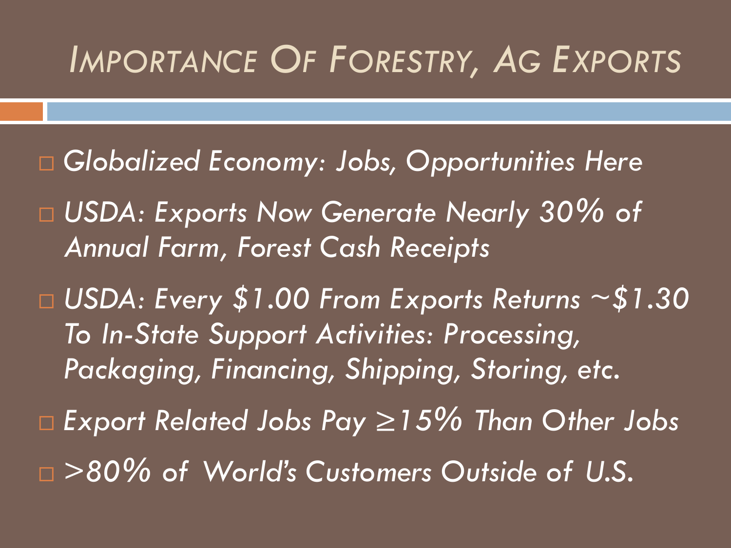# *Importance Of Forestry, Ag Exports*

- *Globalized Economy: Jobs, Opportunities Here*
- *USDA: Exports Now Generate Nearly 30% of Annual Farm, Forest Cash Receipts*
- *USDA: Every $1.00 From Exports Returns ~$1.30 To In-State Support Activities: Processing, Packaging, Financing, Shipping, Storing, etc.*
- *Export Related Jobs Pay ≥15% Than Other Jobs*
- *>80% of World's Customers Outside of U.S.*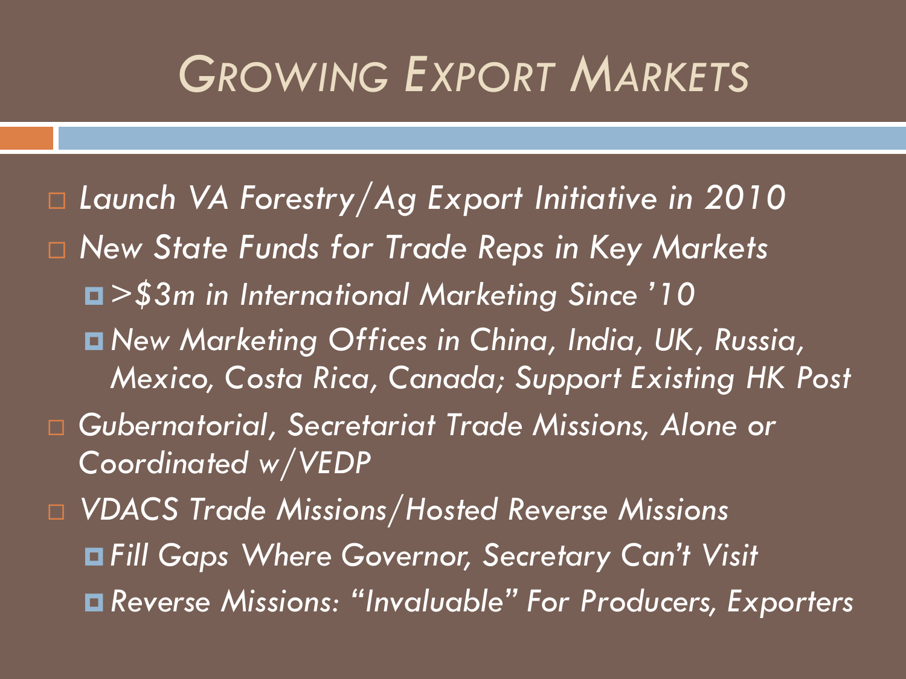# Growing Export Markets

- *Launch VA Forestry/Ag Export Initiative in 2010*
- *New State Funds for Trade Reps in Key Markets*
  - *>$3m in International Marketing Since '10*
  - *New Marketing Offices in China, India, UK, Russia, Mexico, Costa Rica, Canada; Support Existing HK Post*
- *Gubernatorial, Secretariat Trade Missions, Alone or Coordinated w/VEDP*
- *VDACS Trade Missions/Hosted Reverse Missions*
  - *Fill Gaps Where Governor, Secretary Can't Visit*
  - *Reverse Missions: "Invaluable" For Producers, Exporters*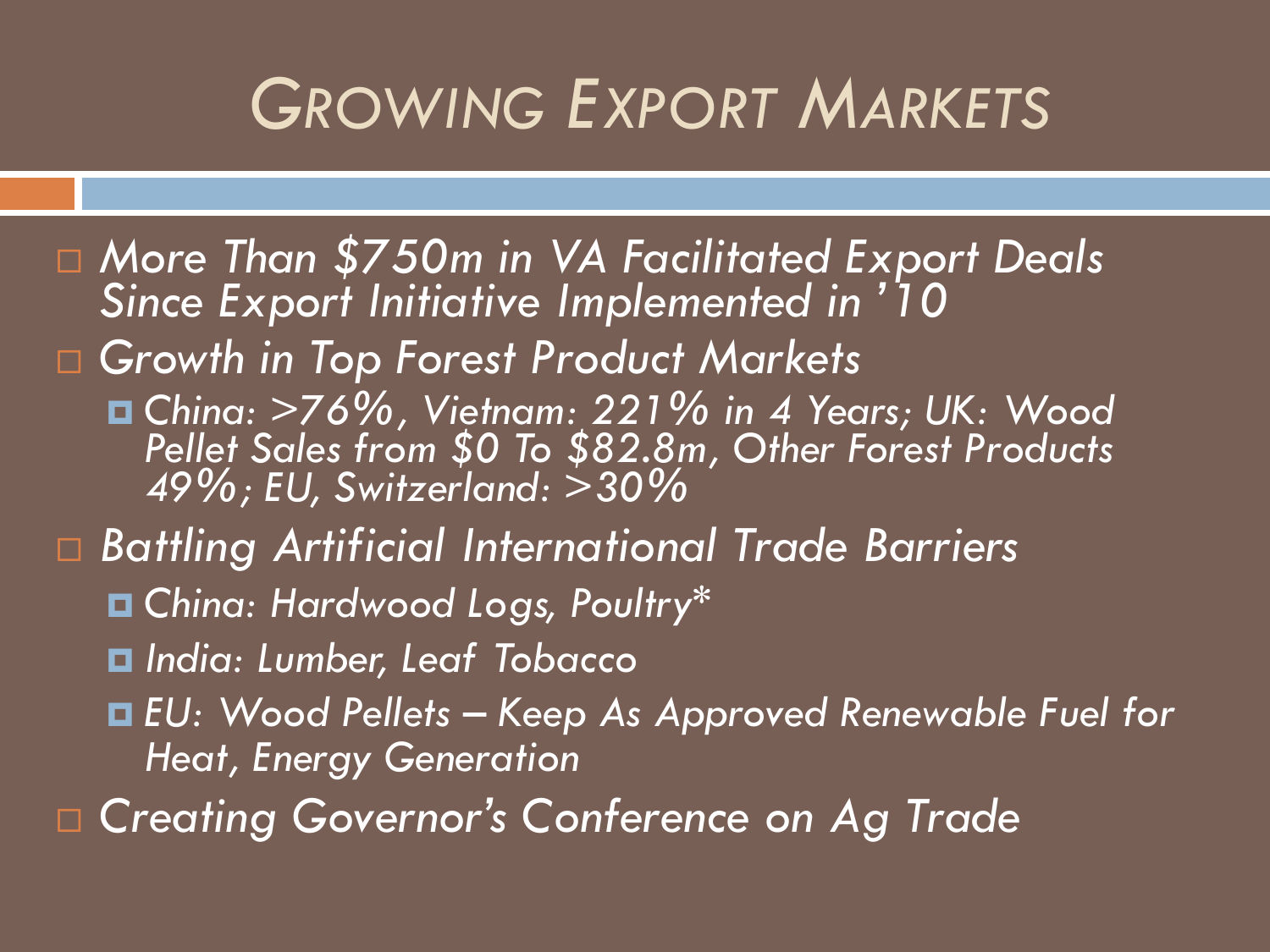# *Growing Export Markets*

- *More Than $750m in VA Facilitated Export Deals Since Export Initiative Implemented in '10*
- *Growth in Top Forest Product Markets*
  - *China: >76%, Vietnam: 221% in 4 Years; UK: Wood Pellet Sales from $0 To $82.8m, Other Forest Products 49%; EU, Switzerland: >30%*
- *Battling Artificial International Trade Barriers*
  - *China: Hardwood Logs, Poultry**
  - *India: Lumber, Leaf Tobacco*
  - *EU: Wood Pellets – Keep As Approved Renewable Fuel for Heat, Energy Generation*
- *Creating Governor's Conference on Ag Trade*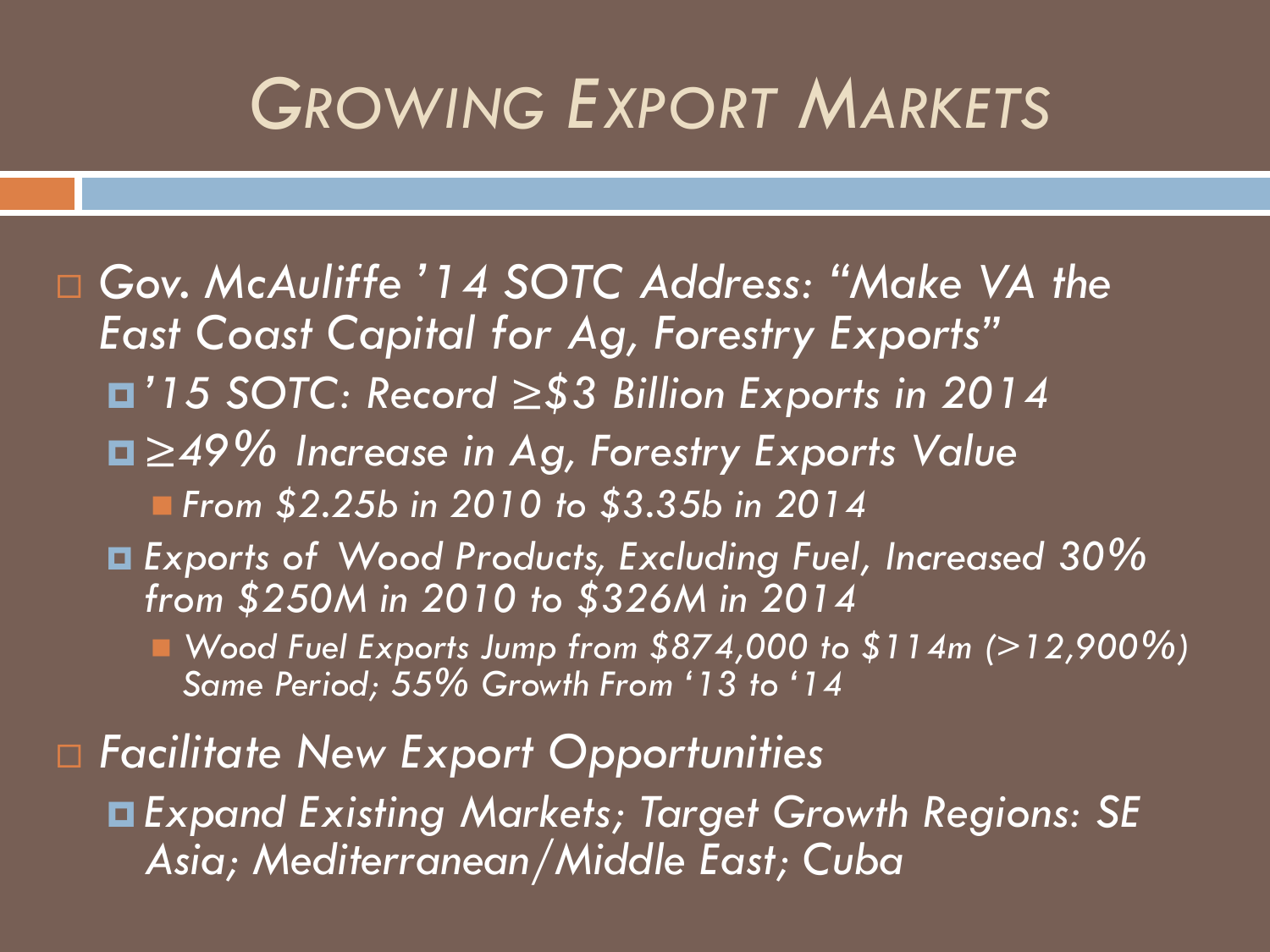# *Growing Export Markets*

- *Gov. McAuliffe '14 SOTC Address: "Make VA the East Coast Capital for Ag, Forestry Exports"*
  - *'15 SOTC: Record ≥$3 Billion Exports in 2014*
  - *≥49% Increase in Ag, Forestry Exports Value*
    - *From $2.25b in 2010 to $3.35b in 2014*
  - *Exports of Wood Products, Excluding Fuel, Increased 30% from $250M in 2010 to $326M in 2014*
    - *Wood Fuel Exports Jump from $874,000 to $114m (>12,900%) Same Period; 55% Growth From '13 to '14*
- *Facilitate New Export Opportunities*
  - *Expand Existing Markets; Target Growth Regions: SE Asia; Mediterranean/Middle East; Cuba*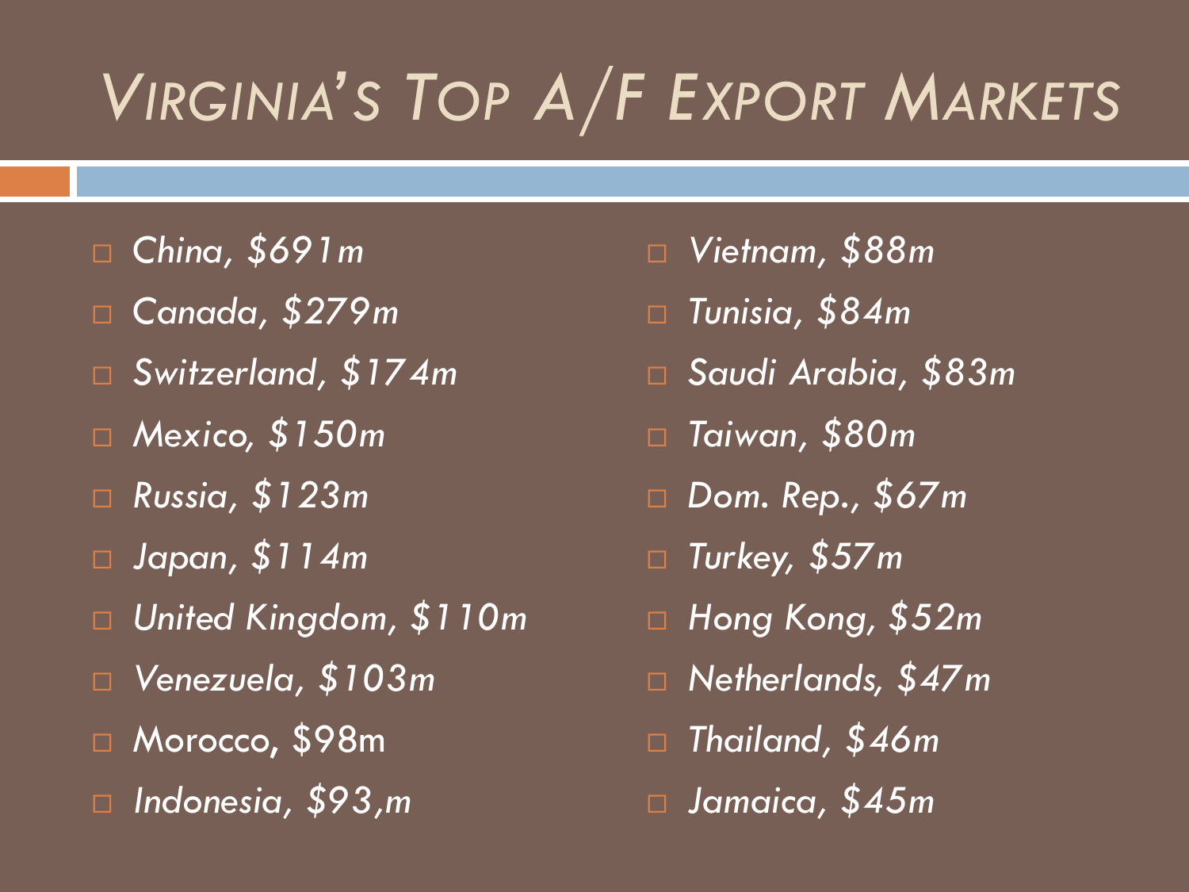# Virginia's Top A/F Export Markets

- *China, $691m*
- *Canada, $279m*
- *Switzerland, $174m*
- *Mexico, $150m*
- *Russia, $123m*
- *Japan, $114m*
- *United Kingdom, $110m*
- *Venezuela, $103m*
- Morocco, $98m
- *Indonesia, $93,m*
- *Vietnam, $88m*
- *Tunisia, $84m*
- *Saudi Arabia, $83m*
- *Taiwan, $80m*
- *Dom. Rep., $67m*
- *Turkey, $57m*
- *Hong Kong, $52m*
- *Netherlands, $47m*
- *Thailand, $46m*
- *Jamaica, $45m*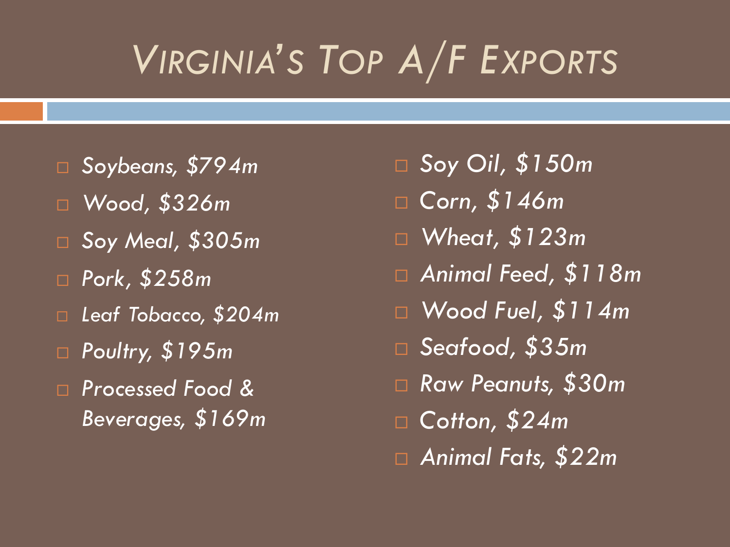# Virginia's Top A/F Exports

- *Soybeans, $794m*
- *Wood, $326m*
- *Soy Meal, $305m*
- *Pork, $258m*
- *Leaf Tobacco, $204m*
- *Poultry, $195m*
- *Processed Food & Beverages, $169m*
- *Soy Oil, $150m*
- *Corn, $146m*
- *Wheat, $123m*
- *Animal Feed, $118m*
- *Wood Fuel, $114m*
- *Seafood, $35m*
- *Raw Peanuts, $30m*
- *Cotton, $24m*
- *Animal Fats, $22m*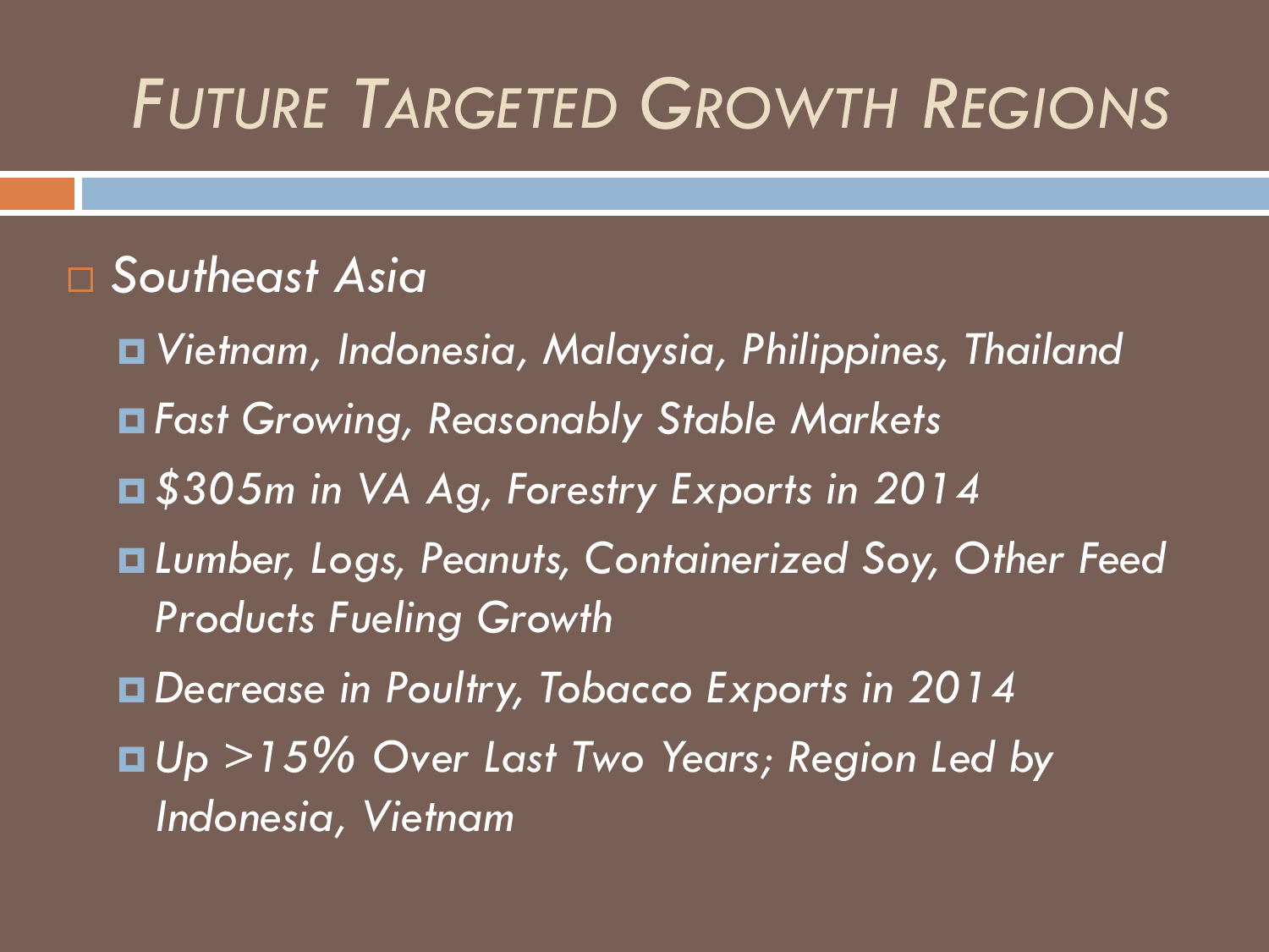# Future Targeted Growth Regions

- *Southeast Asia*
  - *Vietnam, Indonesia, Malaysia, Philippines, Thailand*
  - *Fast Growing, Reasonably Stable Markets*
  - *$305m in VA Ag, Forestry Exports in 2014*
  - *Lumber, Logs, Peanuts, Containerized Soy, Other Feed Products Fueling Growth*
  - *Decrease in Poultry, Tobacco Exports in 2014*
  - *Up >15% Over Last Two Years; Region Led by Indonesia, Vietnam*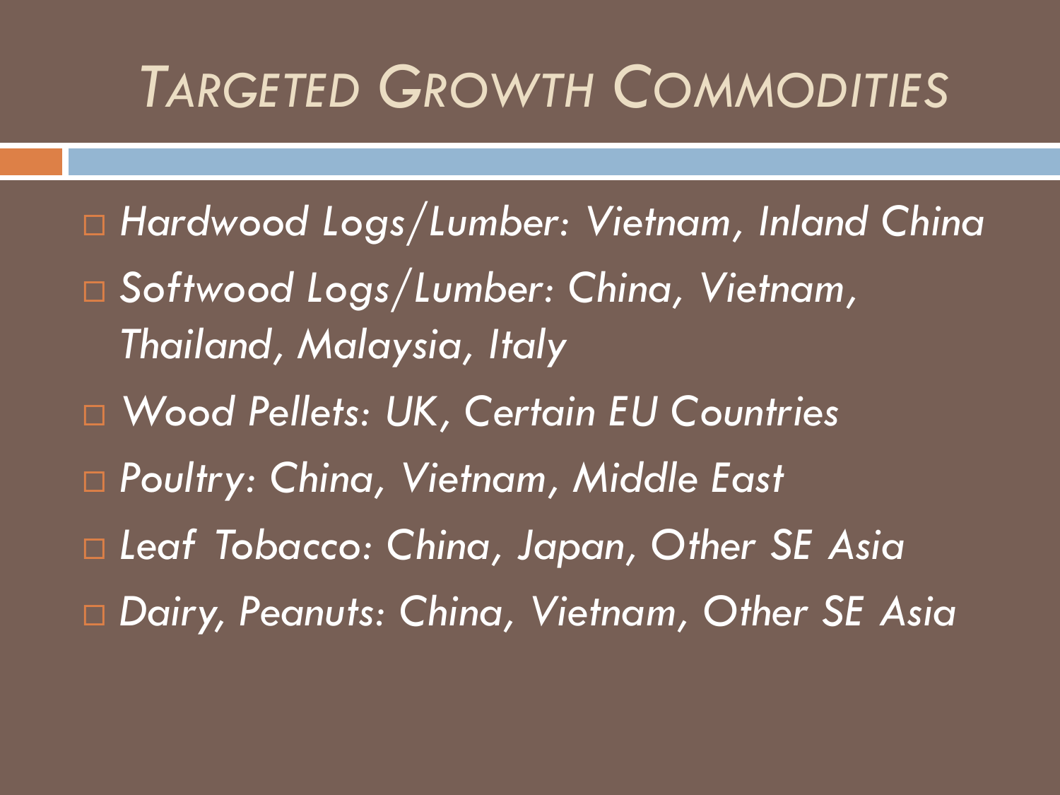# *Targeted Growth Commodities*

- *Hardwood Logs/Lumber: Vietnam, Inland China*
- *Softwood Logs/Lumber: China, Vietnam, Thailand, Malaysia, Italy*
- *Wood Pellets: UK, Certain EU Countries*
- *Poultry: China, Vietnam, Middle East*
- *Leaf Tobacco: China, Japan, Other SE Asia*
- *Dairy, Peanuts: China, Vietnam, Other SE Asia*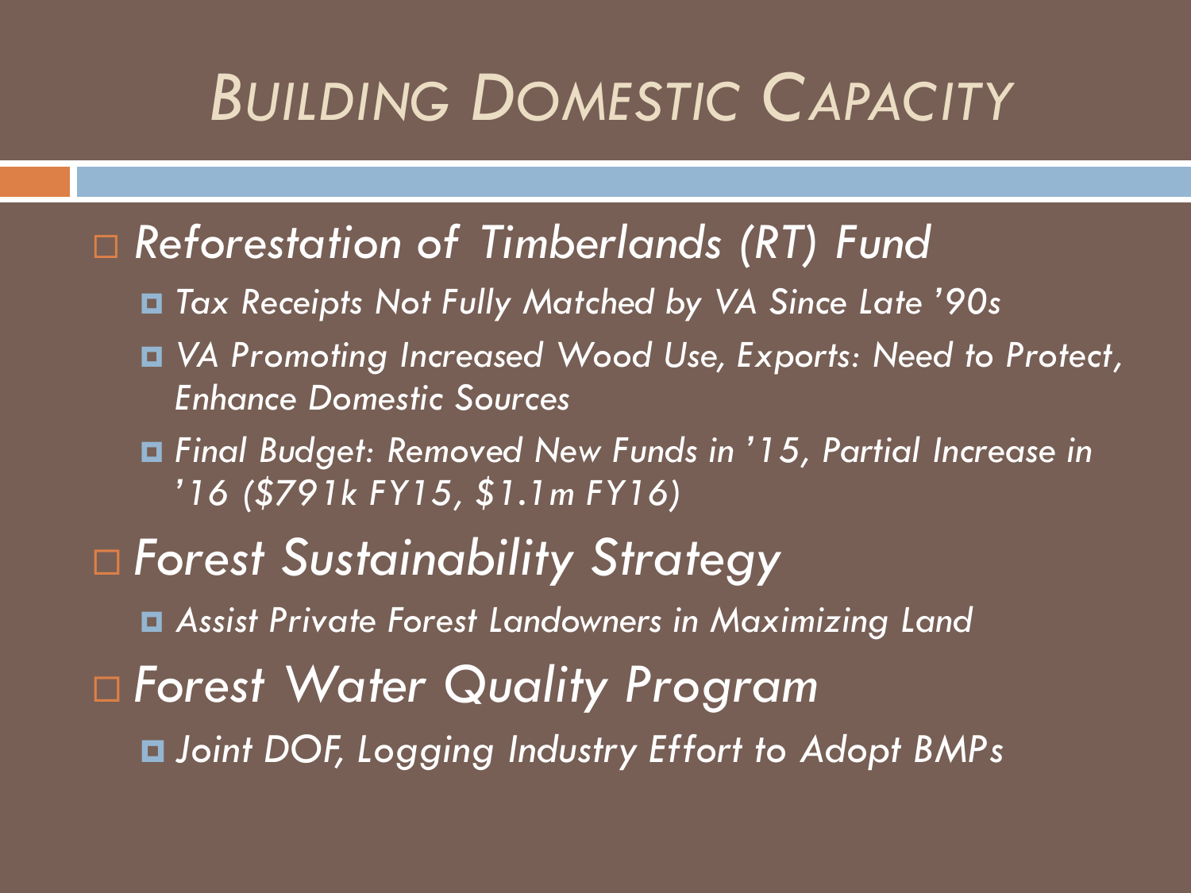# *Building Domestic Capacity*

- *Reforestation of Timberlands (RT) Fund*
  - *Tax Receipts Not Fully Matched by VA Since Late '90s*
  - *VA Promoting Increased Wood Use, Exports: Need to Protect, Enhance Domestic Sources*
  - *Final Budget: Removed New Funds in '15, Partial Increase in '16 ($791k FY15, $1.1m FY16)*
- *Forest Sustainability Strategy*
  - *Assist Private Forest Landowners in Maximizing Land*
- *Forest Water Quality Program*
  - *Joint DOF, Logging Industry Effort to Adopt BMPs*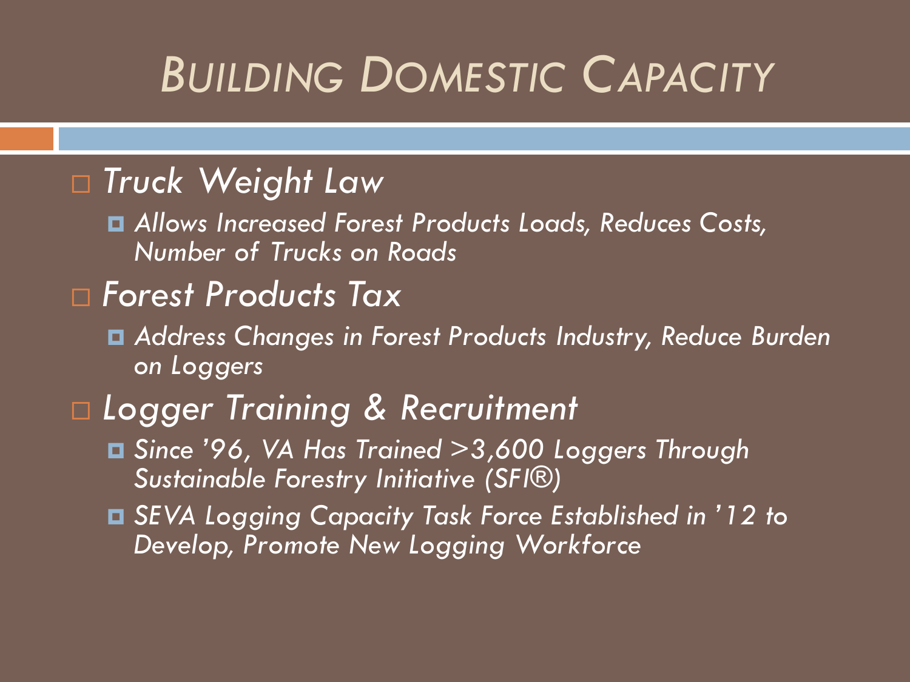# *Building Domestic Capacity*

- *Truck Weight Law*
  - *Allows Increased Forest Products Loads, Reduces Costs, Number of Trucks on Roads*
- *Forest Products Tax*
  - *Address Changes in Forest Products Industry, Reduce Burden on Loggers*
- *Logger Training & Recruitment*
  - *Since '96, VA Has Trained >3,600 Loggers Through Sustainable Forestry Initiative (SFI®)*
  - *SEVA Logging Capacity Task Force Established in '12 to Develop, Promote New Logging Workforce*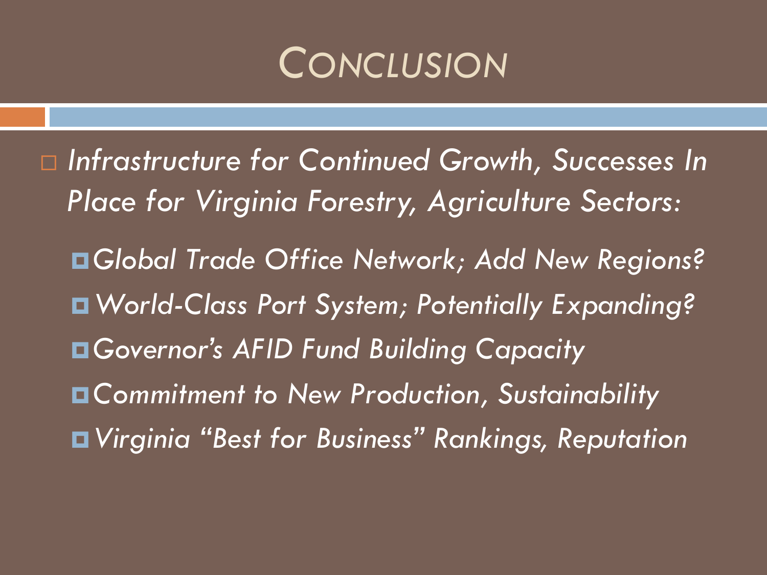# Conclusion

- *Infrastructure for Continued Growth, Successes In Place for Virginia Forestry, Agriculture Sectors:*
  - *Global Trade Office Network; Add New Regions?*
  - *World-Class Port System; Potentially Expanding?*
  - *Governor's AFID Fund Building Capacity*
  - *Commitment to New Production, Sustainability*
  - *Virginia "Best for Business" Rankings, Reputation*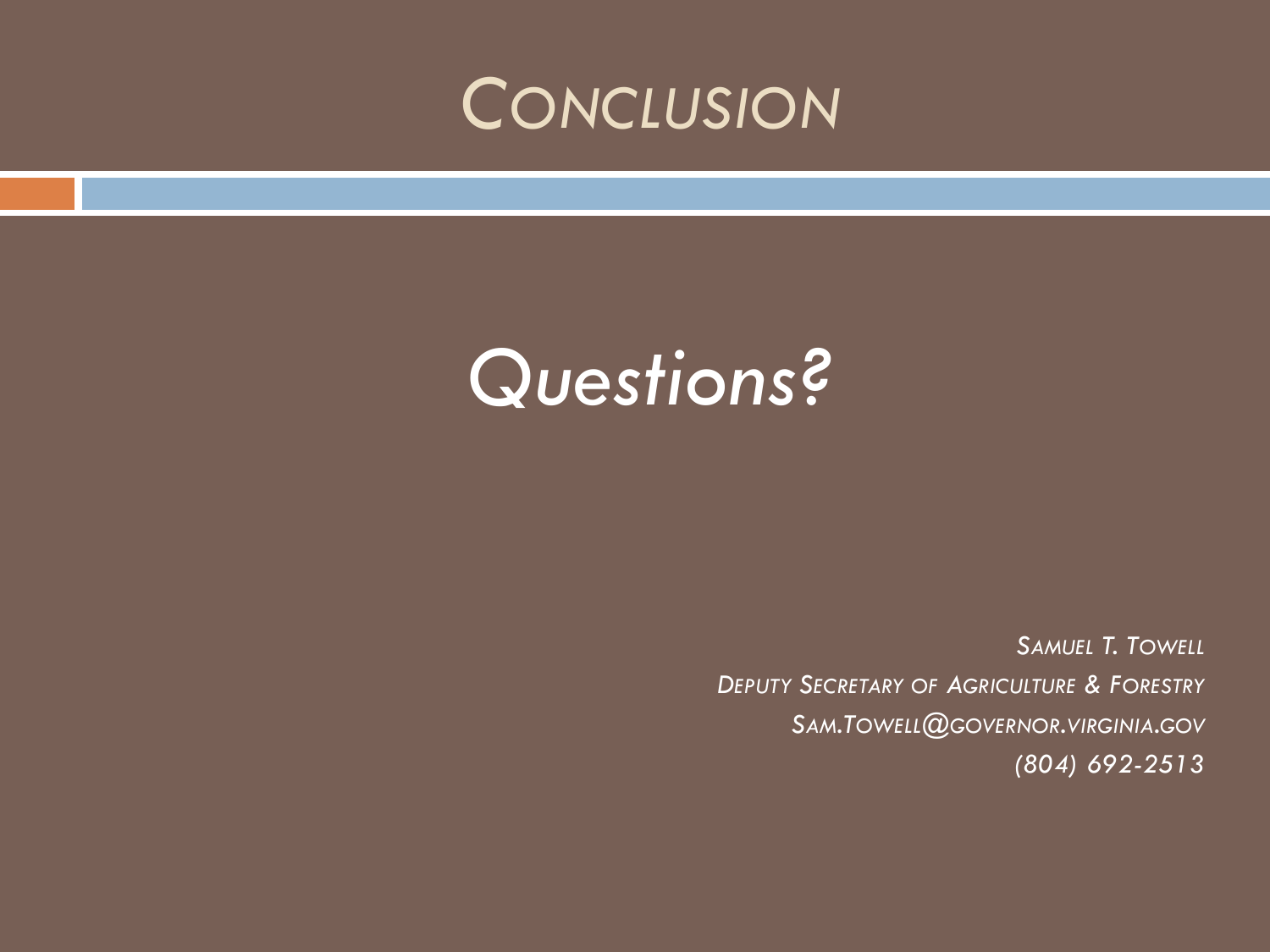# Conclusion

*Questions?*

*Samuel T. Towell*
*Deputy Secretary of Agriculture & Forestry*
*Sam.Towell@governor.virginia.gov*
*(804) 692-2513*